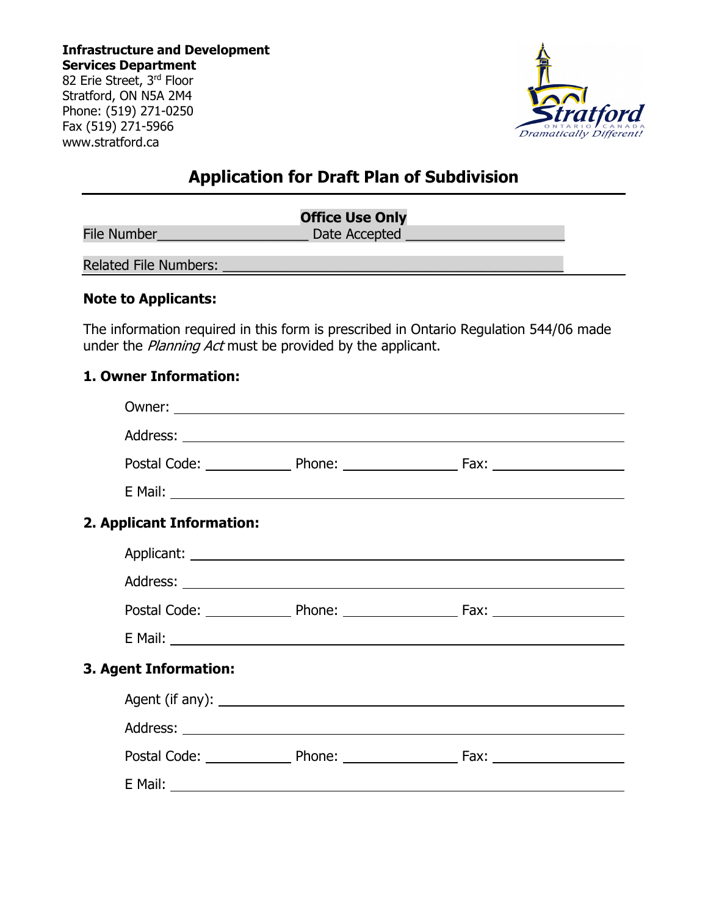**Infrastructure and Development Services Department**
82 Erie Street, 3rd Floor
Stratford, ON N5A 2M4
Phone: (519) 271-0250
Fax (519) 271-5966
www.stratford.ca

Stratford
ONTARIO CANADA
*Dramatically Different!*

# Application for Draft Plan of Subdivision

**Office Use Only**

File Number\_\_\_\_\_\_\_\_\_\_\_\_\_\_\_\_\_\_\_\_ Date Accepted \_\_\_\_\_\_\_\_\_\_\_\_\_\_\_\_\_\_\_\_\_

Related File Numbers: \_\_\_\_\_\_\_\_\_\_\_\_\_\_\_\_\_\_\_\_\_\_\_\_\_\_\_\_\_\_\_\_\_\_\_\_\_\_\_\_\_\_\_\_

**Note to Applicants:**

The information required in this form is prescribed in Ontario Regulation 544/06 made under the *Planning Act* must be provided by the applicant.

### 1. Owner Information:

Owner: \_\_\_\_\_\_\_\_\_\_\_\_\_\_\_\_\_\_\_\_\_\_\_\_\_\_\_\_\_\_\_\_\_\_\_\_\_\_\_\_\_\_\_\_\_\_

Address: \_\_\_\_\_\_\_\_\_\_\_\_\_\_\_\_\_\_\_\_\_\_\_\_\_\_\_\_\_\_\_\_\_\_\_\_\_\_\_\_\_\_\_\_\_\_

Postal Code: \_\_\_\_\_\_\_\_\_\_ Phone: \_\_\_\_\_\_\_\_\_\_\_\_\_ Fax: \_\_\_\_\_\_\_\_\_\_\_\_\_\_

E Mail: \_\_\_\_\_\_\_\_\_\_\_\_\_\_\_\_\_\_\_\_\_\_\_\_\_\_\_\_\_\_\_\_\_\_\_\_\_\_\_\_\_\_\_\_\_\_

### 2. Applicant Information:

Applicant: \_\_\_\_\_\_\_\_\_\_\_\_\_\_\_\_\_\_\_\_\_\_\_\_\_\_\_\_\_\_\_\_\_\_\_\_\_\_\_\_\_\_\_\_\_\_

Address: \_\_\_\_\_\_\_\_\_\_\_\_\_\_\_\_\_\_\_\_\_\_\_\_\_\_\_\_\_\_\_\_\_\_\_\_\_\_\_\_\_\_\_\_\_\_

Postal Code: \_\_\_\_\_\_\_\_\_\_ Phone: \_\_\_\_\_\_\_\_\_\_\_\_\_ Fax: \_\_\_\_\_\_\_\_\_\_\_\_\_\_

E Mail: \_\_\_\_\_\_\_\_\_\_\_\_\_\_\_\_\_\_\_\_\_\_\_\_\_\_\_\_\_\_\_\_\_\_\_\_\_\_\_\_\_\_\_\_\_\_

### 3. Agent Information:

Agent (if any): \_\_\_\_\_\_\_\_\_\_\_\_\_\_\_\_\_\_\_\_\_\_\_\_\_\_\_\_\_\_\_\_\_\_\_\_\_\_\_\_\_\_

Address: \_\_\_\_\_\_\_\_\_\_\_\_\_\_\_\_\_\_\_\_\_\_\_\_\_\_\_\_\_\_\_\_\_\_\_\_\_\_\_\_\_\_\_\_\_\_

Postal Code: \_\_\_\_\_\_\_\_\_\_ Phone: \_\_\_\_\_\_\_\_\_\_\_\_\_ Fax: \_\_\_\_\_\_\_\_\_\_\_\_\_\_

E Mail: \_\_\_\_\_\_\_\_\_\_\_\_\_\_\_\_\_\_\_\_\_\_\_\_\_\_\_\_\_\_\_\_\_\_\_\_\_\_\_\_\_\_\_\_\_\_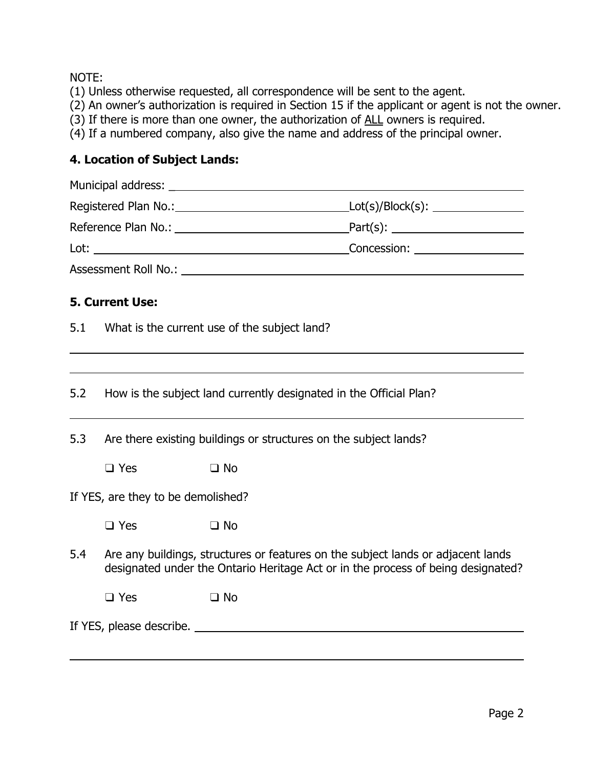NOTE:

(1) Unless otherwise requested, all correspondence will be sent to the agent.
(2) An owner's authorization is required in Section 15 if the applicant or agent is not the owner.
(3) If there is more than one owner, the authorization of ALL owners is required.
(4) If a numbered company, also give the name and address of the principal owner.

## 4. Location of Subject Lands:

Municipal address: \_\_\_\_\_\_\_\_\_\_\_\_\_\_\_\_\_\_\_\_\_\_\_\_\_\_\_\_\_\_

Registered Plan No.: \_\_\_\_\_\_\_\_\_\_\_\_\_\_\_\_ Lot(s)/Block(s): \_\_\_\_\_\_\_\_\_\_

Reference Plan No.: \_\_\_\_\_\_\_\_\_\_\_\_\_\_\_\_ Part(s): \_\_\_\_\_\_\_\_\_\_

Lot: \_\_\_\_\_\_\_\_\_\_\_\_\_\_\_\_ Concession: \_\_\_\_\_\_\_\_\_\_

Assessment Roll No.: \_\_\_\_\_\_\_\_\_\_\_\_\_\_\_\_\_\_\_\_\_\_\_\_\_\_\_\_\_\_

## 5. Current Use:

5.1 What is the current use of the subject land?

\_\_\_\_\_\_\_\_\_\_\_\_\_\_\_\_\_\_\_\_\_\_\_\_\_\_\_\_\_\_\_\_\_\_\_\_\_\_\_\_

\_\_\_\_\_\_\_\_\_\_\_\_\_\_\_\_\_\_\_\_\_\_\_\_\_\_\_\_\_\_\_\_\_\_\_\_\_\_\_\_

5.2 How is the subject land currently designated in the Official Plan?

\_\_\_\_\_\_\_\_\_\_\_\_\_\_\_\_\_\_\_\_\_\_\_\_\_\_\_\_\_\_\_\_\_\_\_\_\_\_\_\_

5.3 Are there existing buildings or structures on the subject lands?

❑ Yes ❑ No

If YES, are they to be demolished?

❑ Yes ❑ No

5.4 Are any buildings, structures or features on the subject lands or adjacent lands designated under the Ontario Heritage Act or in the process of being designated?

❑ Yes ❑ No

If YES, please describe. \_\_\_\_\_\_\_\_\_\_\_\_\_\_\_\_\_\_\_\_\_\_\_\_\_\_\_\_\_\_

\_\_\_\_\_\_\_\_\_\_\_\_\_\_\_\_\_\_\_\_\_\_\_\_\_\_\_\_\_\_\_\_\_\_\_\_\_\_\_\_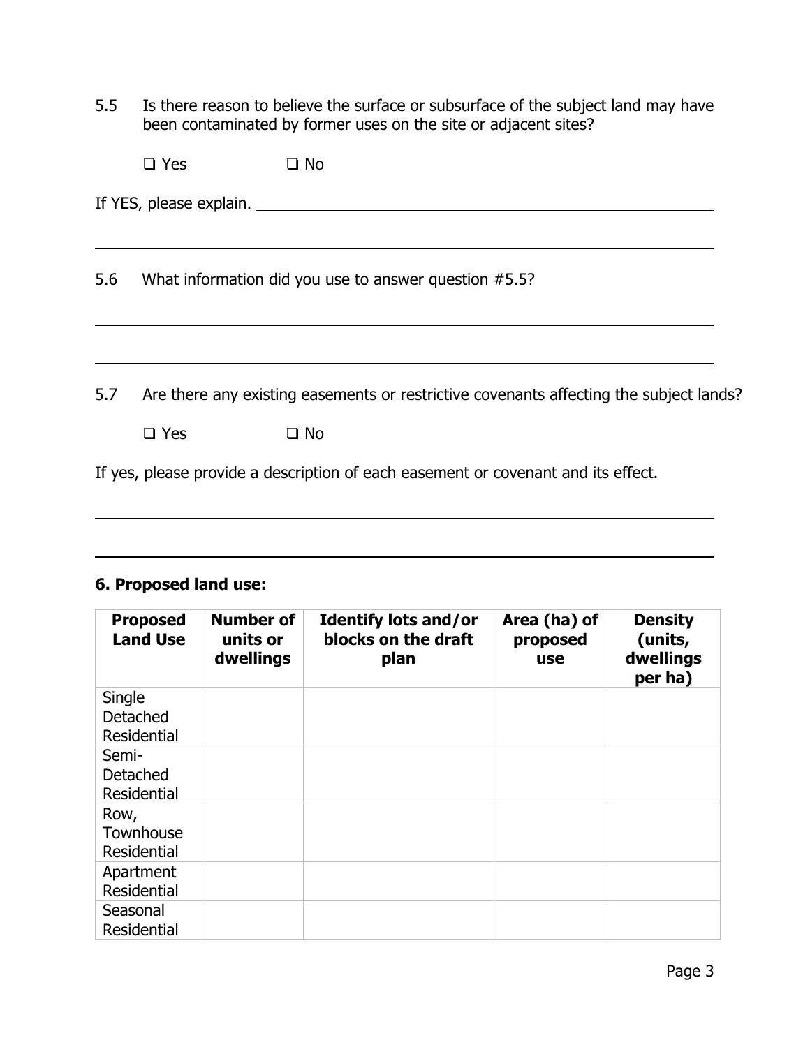5.5 Is there reason to believe the surface or subsurface of the subject land may have been contaminated by former uses on the site or adjacent sites?

❑ Yes ❑ No

If YES, please explain. ______________________________________________

______________________________________________________________

5.6 What information did you use to answer question #5.5?

______________________________________________________________

______________________________________________________________

5.7 Are there any existing easements or restrictive covenants affecting the subject lands?

❑ Yes ❑ No

If yes, please provide a description of each easement or covenant and its effect.

______________________________________________________________

______________________________________________________________

**6. Proposed land use:**

| Proposed Land Use | Number of units or dwellings | Identify lots and/or blocks on the draft plan | Area (ha) of proposed use | Density (units, dwellings per ha) |
|---|---|---|---|---|
| Single Detached Residential | | | | |
| Semi-Detached Residential | | | | |
| Row, Townhouse Residential | | | | |
| Apartment Residential | | | | |
| Seasonal Residential | | | | |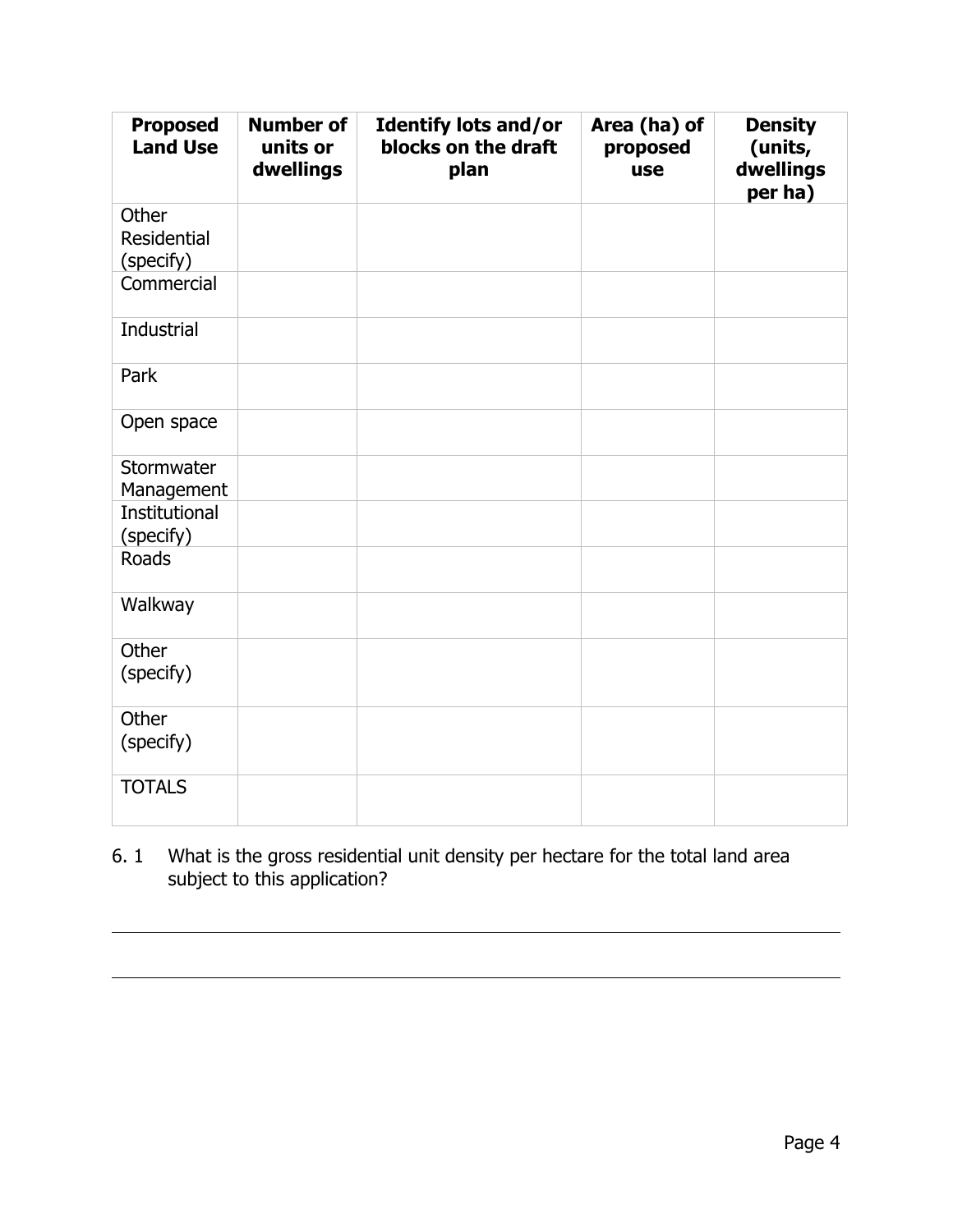| Proposed Land Use | Number of units or dwellings | Identify lots and/or blocks on the draft plan | Area (ha) of proposed use | Density (units, dwellings per ha) |
|---|---|---|---|---|
| Other Residential (specify) | | | | |
| Commercial | | | | |
| Industrial | | | | |
| Park | | | | |
| Open space | | | | |
| Stormwater Management | | | | |
| Institutional (specify) | | | | |
| Roads | | | | |
| Walkway | | | | |
| Other (specify) | | | | |
| Other (specify) | | | | |
| TOTALS | | | | |

6.1 What is the gross residential unit density per hectare for the total land area subject to this application?

\_\_\_\_\_\_\_\_\_\_\_\_\_\_\_\_\_\_\_\_\_\_\_\_\_\_\_\_\_\_\_\_\_\_\_\_\_\_\_\_\_\_\_\_\_\_\_\_\_\_\_\_\_\_\_\_\_\_\_\_\_\_\_\_\_\_\_\_\_\_\_\_\_\_\_\_\_\_

\_\_\_\_\_\_\_\_\_\_\_\_\_\_\_\_\_\_\_\_\_\_\_\_\_\_\_\_\_\_\_\_\_\_\_\_\_\_\_\_\_\_\_\_\_\_\_\_\_\_\_\_\_\_\_\_\_\_\_\_\_\_\_\_\_\_\_\_\_\_\_\_\_\_\_\_\_\_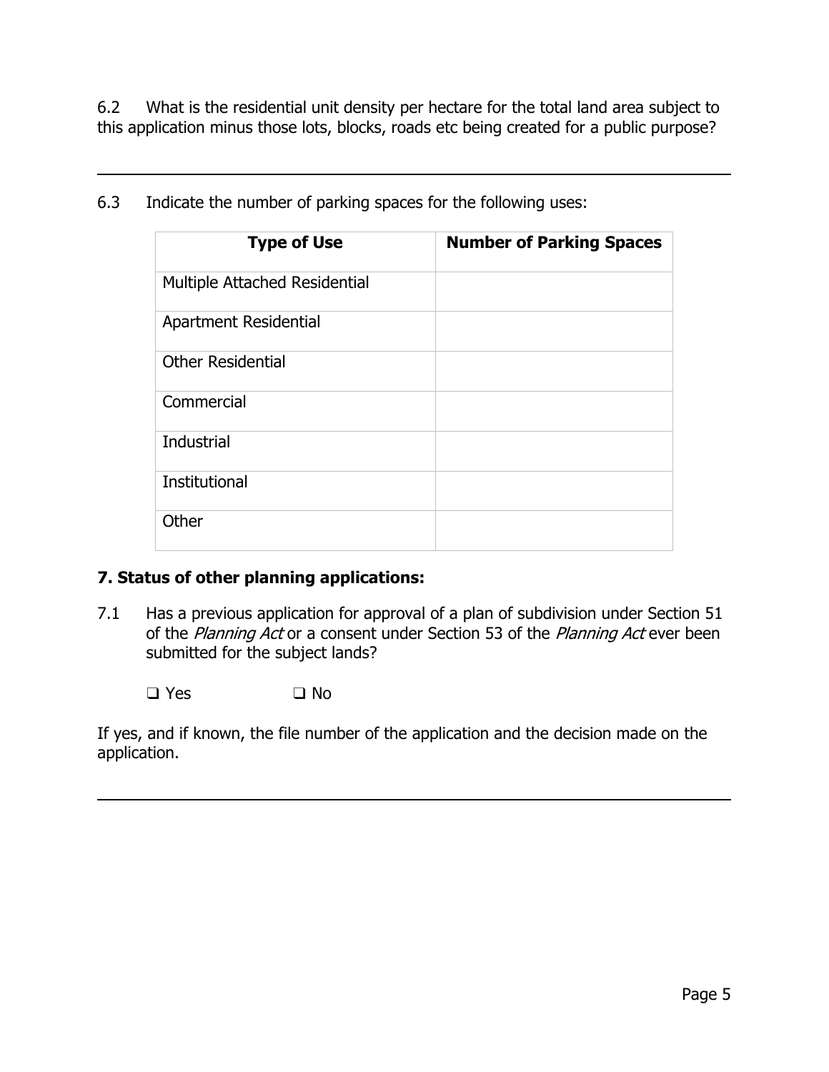6.2 What is the residential unit density per hectare for the total land area subject to this application minus those lots, blocks, roads etc being created for a public purpose?

---

6.3 Indicate the number of parking spaces for the following uses:

| Type of Use | Number of Parking Spaces |
|---|---|
| Multiple Attached Residential | |
| Apartment Residential | |
| Other Residential | |
| Commercial | |
| Industrial | |
| Institutional | |
| Other | |

## 7. Status of other planning applications:

7.1 Has a previous application for approval of a plan of subdivision under Section 51 of the *Planning Act* or a consent under Section 53 of the *Planning Act* ever been submitted for the subject lands?

❑ Yes ❑ No

If yes, and if known, the file number of the application and the decision made on the application.

---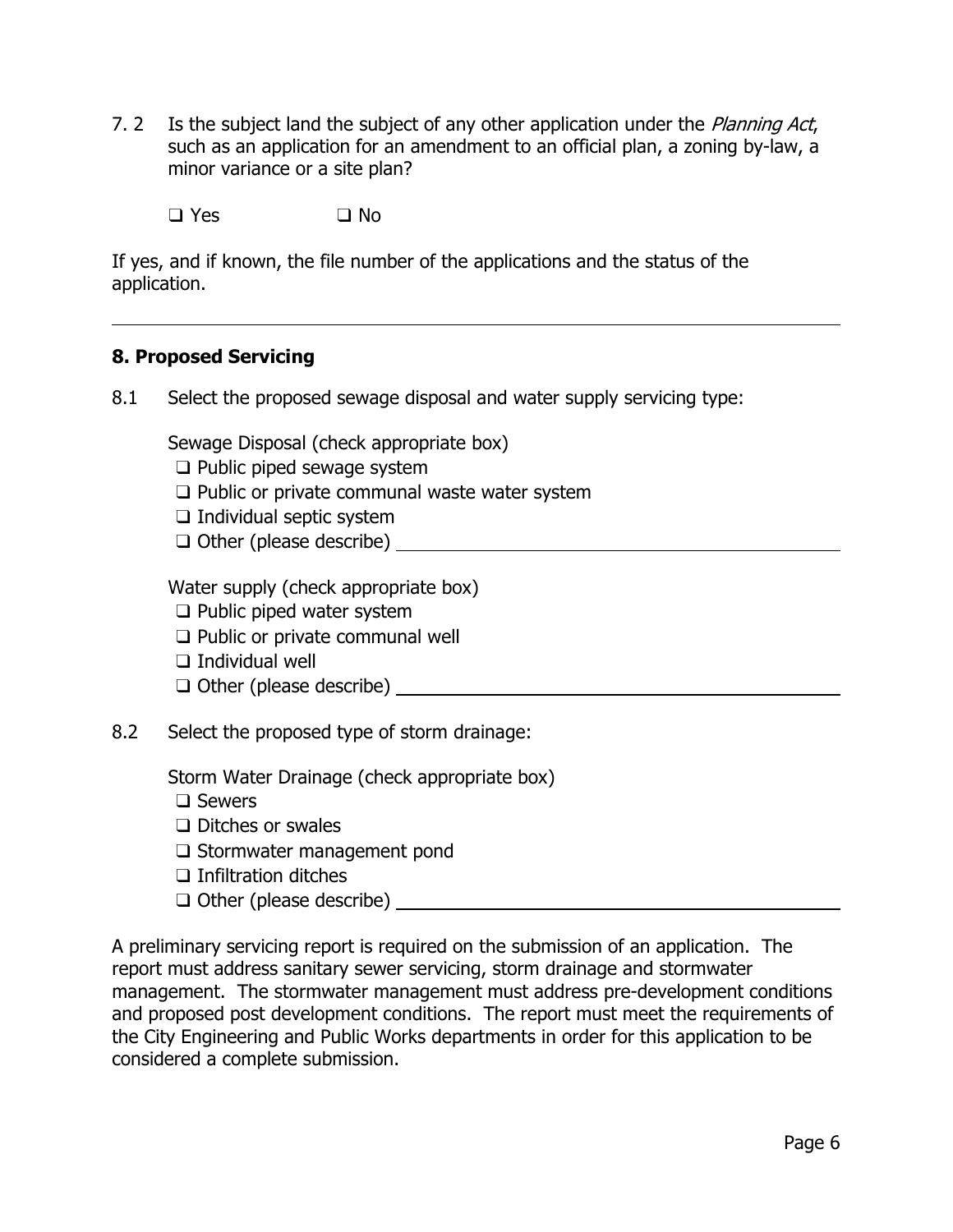7.2 Is the subject land the subject of any other application under the *Planning Act*, such as an application for an amendment to an official plan, a zoning by-law, a minor variance or a site plan?

❑ Yes ❑ No

If yes, and if known, the file number of the applications and the status of the application.

---

## 8. Proposed Servicing

8.1 Select the proposed sewage disposal and water supply servicing type:

Sewage Disposal (check appropriate box)

- ❑ Public piped sewage system
- ❑ Public or private communal waste water system
- ❑ Individual septic system
- ❑ Other (please describe) ______________________

Water supply (check appropriate box)

- ❑ Public piped water system
- ❑ Public or private communal well
- ❑ Individual well
- ❑ Other (please describe) ______________________

8.2 Select the proposed type of storm drainage:

Storm Water Drainage (check appropriate box)

- ❑ Sewers
- ❑ Ditches or swales
- ❑ Stormwater management pond
- ❑ Infiltration ditches
- ❑ Other (please describe) ______________________

A preliminary servicing report is required on the submission of an application. The report must address sanitary sewer servicing, storm drainage and stormwater management. The stormwater management must address pre-development conditions and proposed post development conditions. The report must meet the requirements of the City Engineering and Public Works departments in order for this application to be considered a complete submission.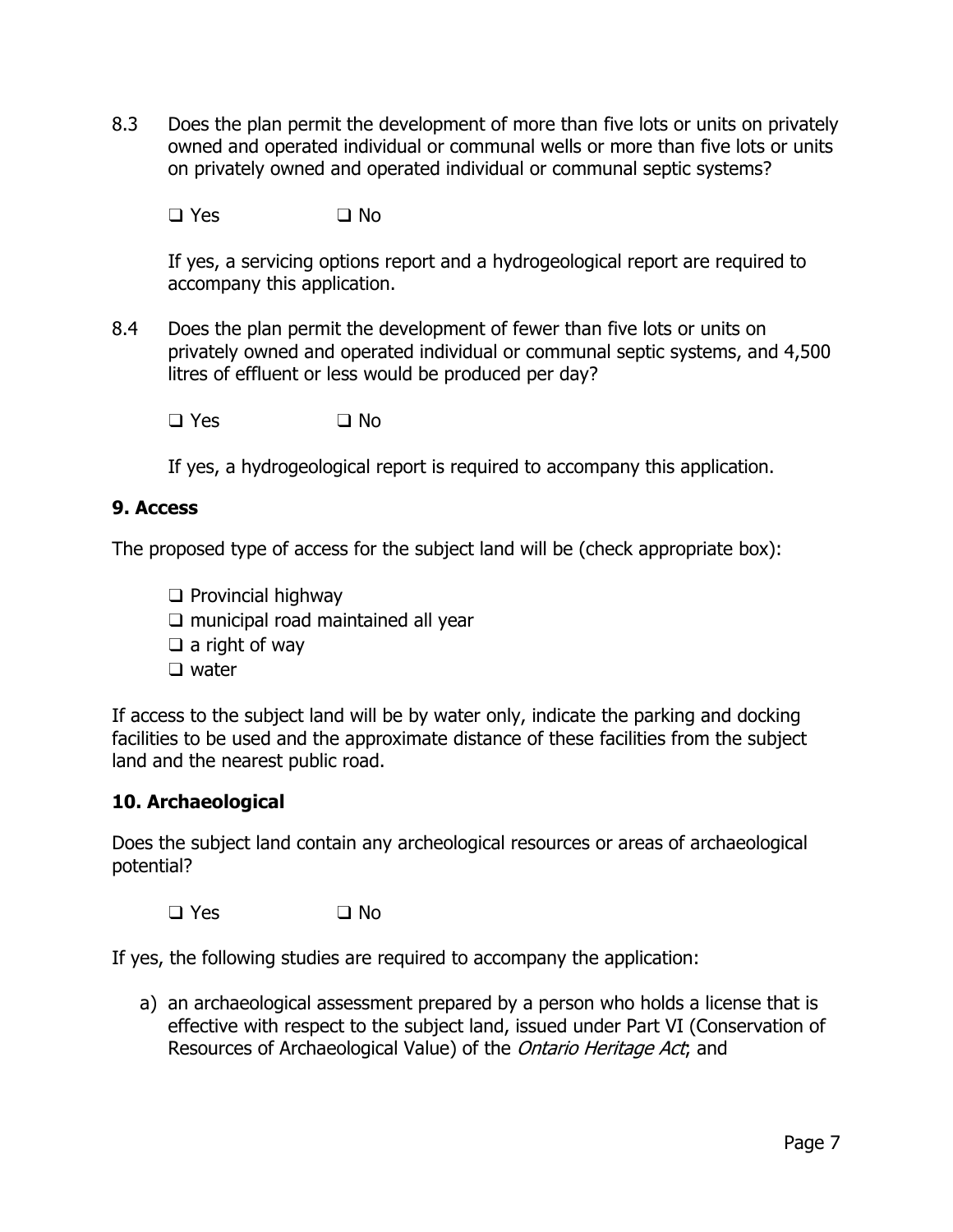8.3 Does the plan permit the development of more than five lots or units on privately owned and operated individual or communal wells or more than five lots or units on privately owned and operated individual or communal septic systems?

❑ Yes ❑ No

If yes, a servicing options report and a hydrogeological report are required to accompany this application.

8.4 Does the plan permit the development of fewer than five lots or units on privately owned and operated individual or communal septic systems, and 4,500 litres of effluent or less would be produced per day?

❑ Yes ❑ No

If yes, a hydrogeological report is required to accompany this application.

### 9. Access

The proposed type of access for the subject land will be (check appropriate box):

- ❑ Provincial highway
- ❑ municipal road maintained all year
- ❑ a right of way
- ❑ water

If access to the subject land will be by water only, indicate the parking and docking facilities to be used and the approximate distance of these facilities from the subject land and the nearest public road.

### 10. Archaeological

Does the subject land contain any archeological resources or areas of archaeological potential?

❑ Yes ❑ No

If yes, the following studies are required to accompany the application:

a) an archaeological assessment prepared by a person who holds a license that is effective with respect to the subject land, issued under Part VI (Conservation of Resources of Archaeological Value) of the *Ontario Heritage Act*; and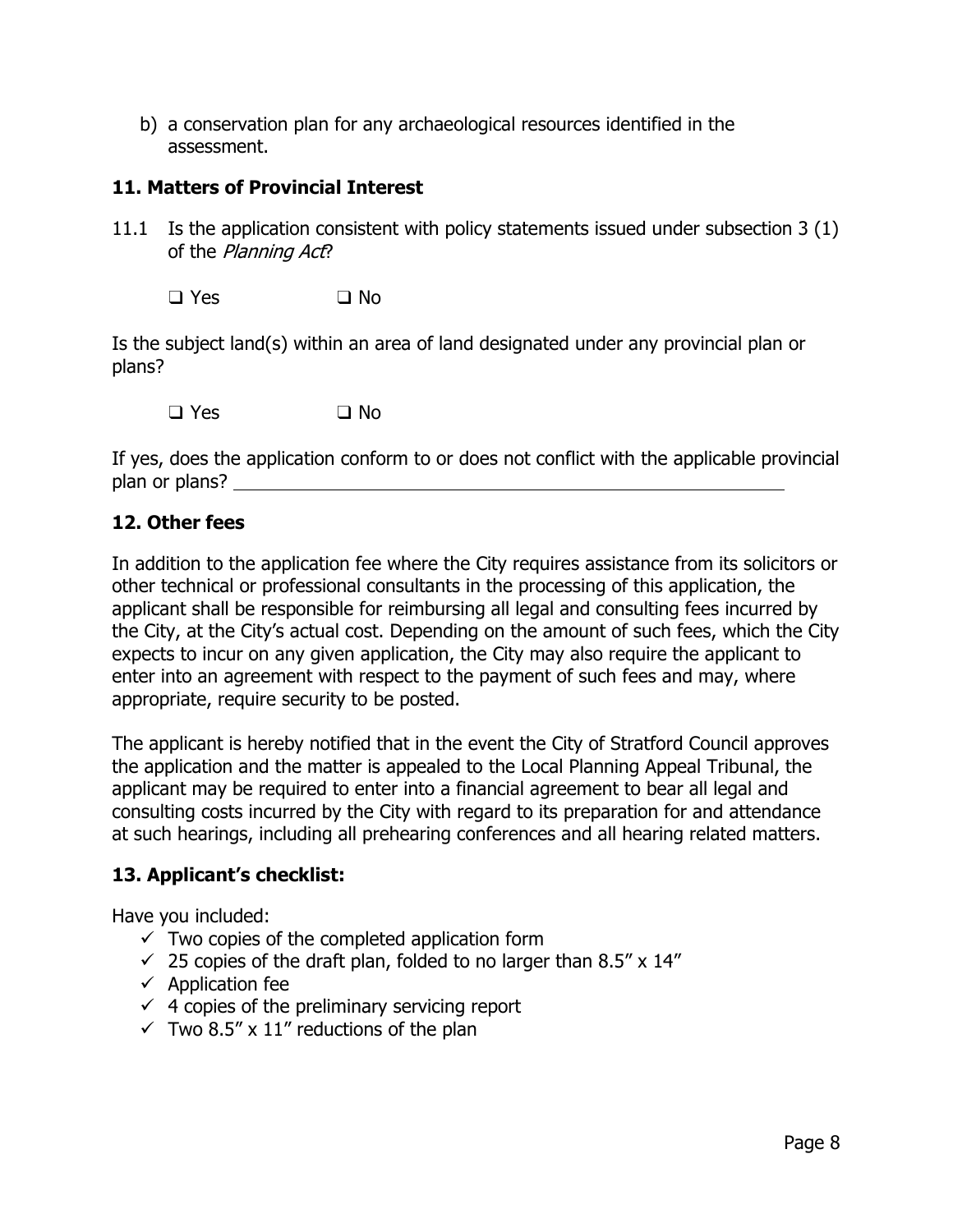b) a conservation plan for any archaeological resources identified in the assessment.

## 11. Matters of Provincial Interest

11.1 Is the application consistent with policy statements issued under subsection 3 (1) of the *Planning Act*?

❑ Yes ❑ No

Is the subject land(s) within an area of land designated under any provincial plan or plans?

❑ Yes ❑ No

If yes, does the application conform to or does not conflict with the applicable provincial plan or plans? ______________________________

## 12. Other fees

In addition to the application fee where the City requires assistance from its solicitors or other technical or professional consultants in the processing of this application, the applicant shall be responsible for reimbursing all legal and consulting fees incurred by the City, at the City's actual cost. Depending on the amount of such fees, which the City expects to incur on any given application, the City may also require the applicant to enter into an agreement with respect to the payment of such fees and may, where appropriate, require security to be posted.

The applicant is hereby notified that in the event the City of Stratford Council approves the application and the matter is appealed to the Local Planning Appeal Tribunal, the applicant may be required to enter into a financial agreement to bear all legal and consulting costs incurred by the City with regard to its preparation for and attendance at such hearings, including all prehearing conferences and all hearing related matters.

## 13. Applicant's checklist:

Have you included:

- ✓ Two copies of the completed application form
- ✓ 25 copies of the draft plan, folded to no larger than 8.5" x 14"
- ✓ Application fee
- ✓ 4 copies of the preliminary servicing report
- ✓ Two 8.5" x 11" reductions of the plan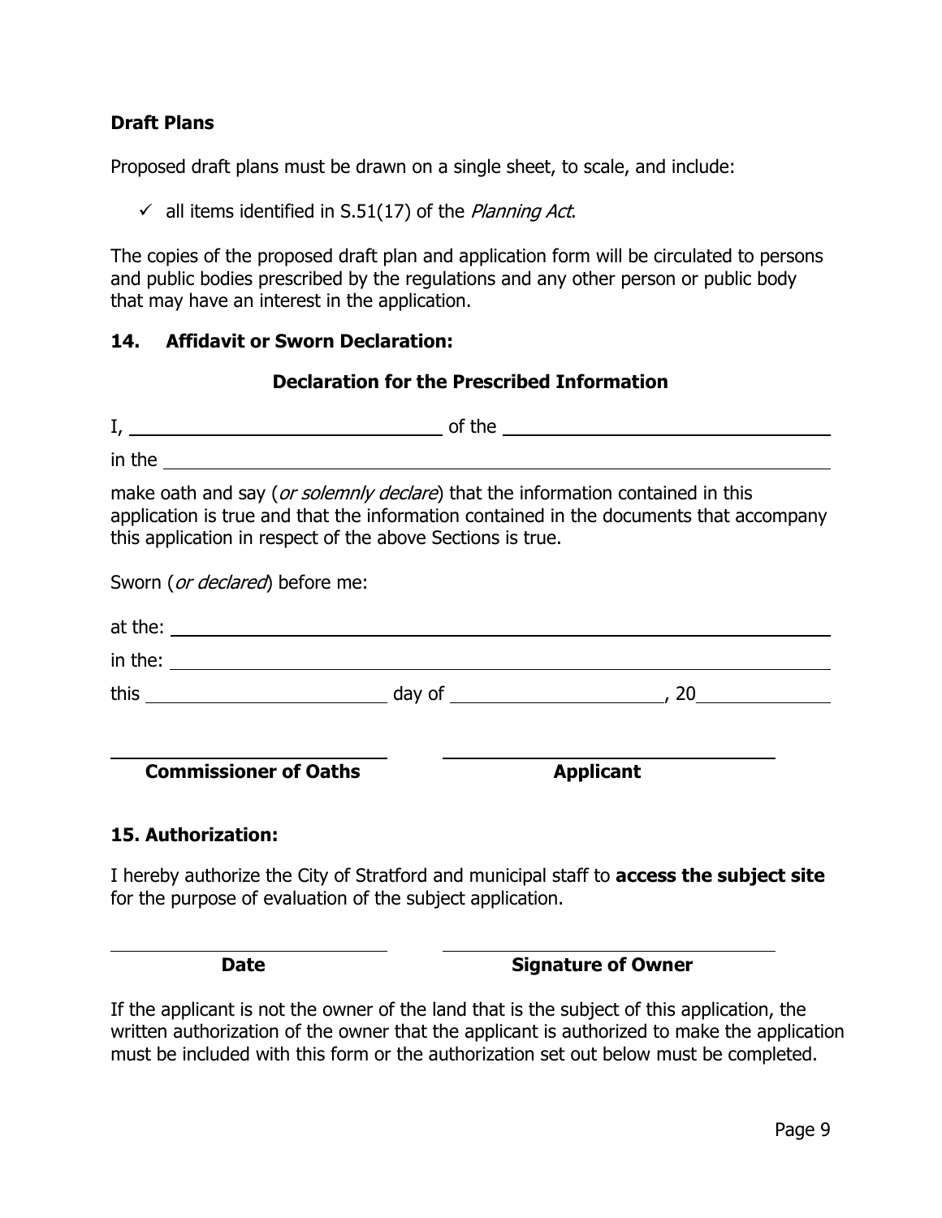**Draft Plans**

Proposed draft plans must be drawn on a single sheet, to scale, and include:

- ✓ all items identified in S.51(17) of the *Planning Act*.

The copies of the proposed draft plan and application form will be circulated to persons and public bodies prescribed by the regulations and any other person or public body that may have an interest in the application.

### 14. Affidavit or Sworn Declaration:

**Declaration for the Prescribed Information**

I, ______________________________ of the ______________________________

in the ______________________________________________________________

make oath and say (*or solemnly declare*) that the information contained in this application is true and that the information contained in the documents that accompany this application in respect of the above Sections is true.

Sworn (*or declared*) before me:

at the: ______________________________________________________________

in the: ______________________________________________________________

this ______________________ day of ____________________, 20____________

______________________________ ______________________________

**Commissioner of Oaths** **Applicant**

### 15. Authorization:

I hereby authorize the City of Stratford and municipal staff to **access the subject site** for the purpose of evaluation of the subject application.

______________________________ ______________________________

**Date** **Signature of Owner**

If the applicant is not the owner of the land that is the subject of this application, the written authorization of the owner that the applicant is authorized to make the application must be included with this form or the authorization set out below must be completed.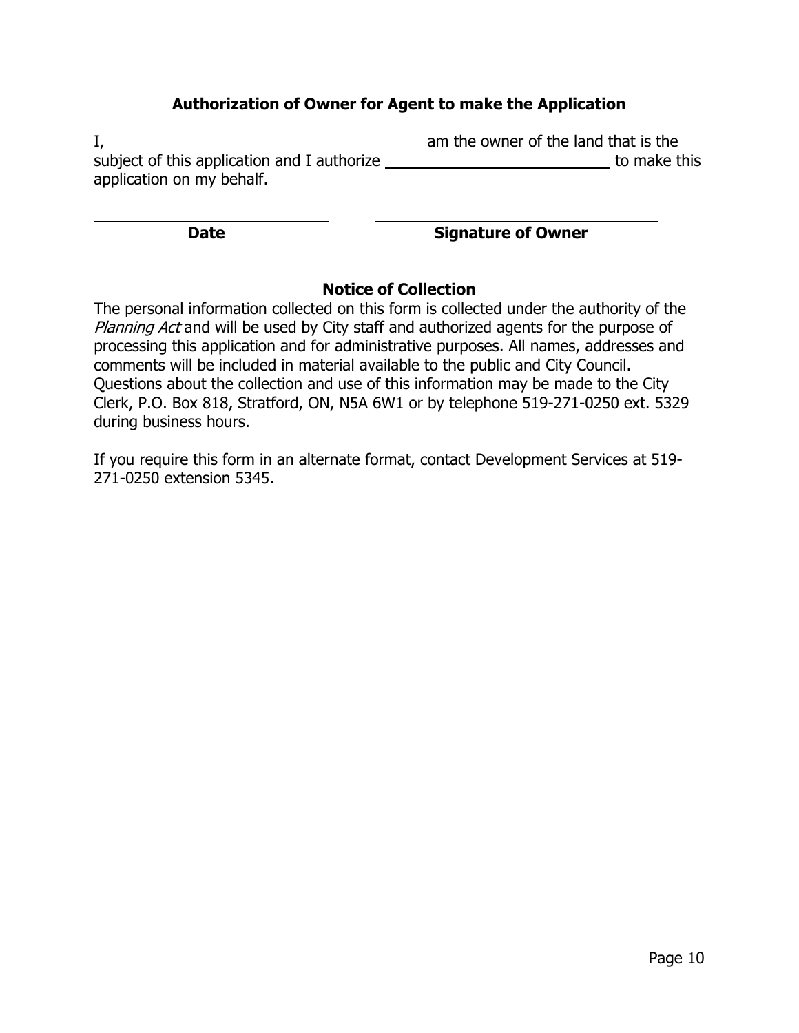### Authorization of Owner for Agent to make the Application

I, ______________________________ am the owner of the land that is the subject of this application and I authorize ______________________ to make this application on my behalf.

| | |
|---|---|
| ______________________ | ______________________________ |
| **Date** | **Signature of Owner** |

### Notice of Collection

The personal information collected on this form is collected under the authority of the *Planning Act* and will be used by City staff and authorized agents for the purpose of processing this application and for administrative purposes. All names, addresses and comments will be included in material available to the public and City Council. Questions about the collection and use of this information may be made to the City Clerk, P.O. Box 818, Stratford, ON, N5A 6W1 or by telephone 519-271-0250 ext. 5329 during business hours.

If you require this form in an alternate format, contact Development Services at 519-271-0250 extension 5345.